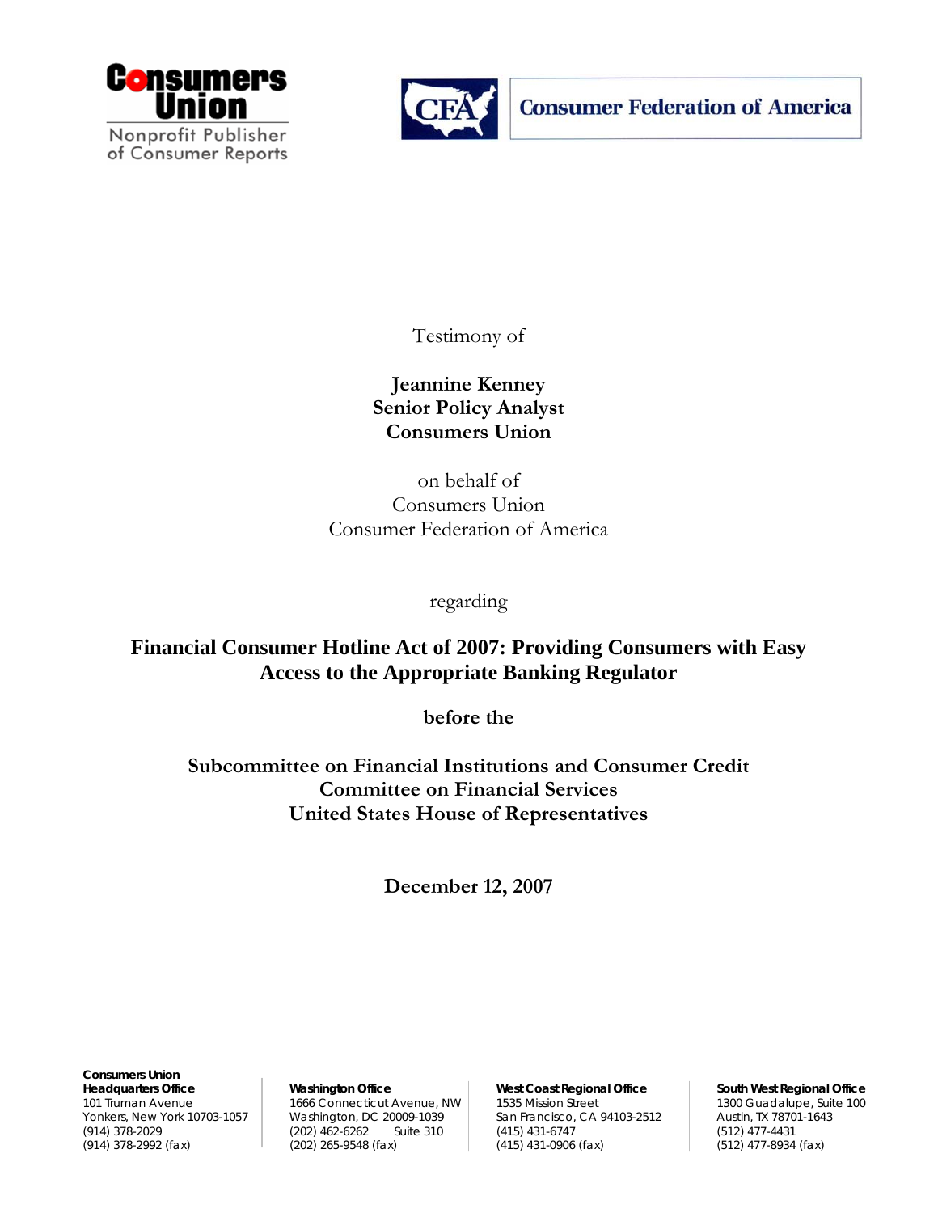Consumers Union
Nonprofit Publisher of Consumer Reports

CFA Consumer Federation of America

Testimony of

**Jeannine Kenney**
**Senior Policy Analyst**
**Consumers Union**

on behalf of
Consumers Union
Consumer Federation of America

regarding

# Financial Consumer Hotline Act of 2007: Providing Consumers with Easy Access to the Appropriate Banking Regulator

**before the**

**Subcommittee on Financial Institutions and Consumer Credit**
**Committee on Financial Services**
**United States House of Representatives**

**December 12, 2007**

**Consumers Union**
**Headquarters Office**
101 Truman Avenue
Yonkers, New York 10703-1057
(914) 378-2029
(914) 378-2992 (fax)

**Washington Office**
1666 Connecticut Avenue, NW
Washington, DC 20009-1039
(202) 462-6262 Suite 310
(202) 265-9548 (fax)

**West Coast Regional Office**
1535 Mission Street
San Francisco, CA 94103-2512
(415) 431-6747
(415) 431-0906 (fax)

**South West Regional Office**
1300 Guadalupe, Suite 100
Austin, TX 78701-1643
(512) 477-4431
(512) 477-8934 (fax)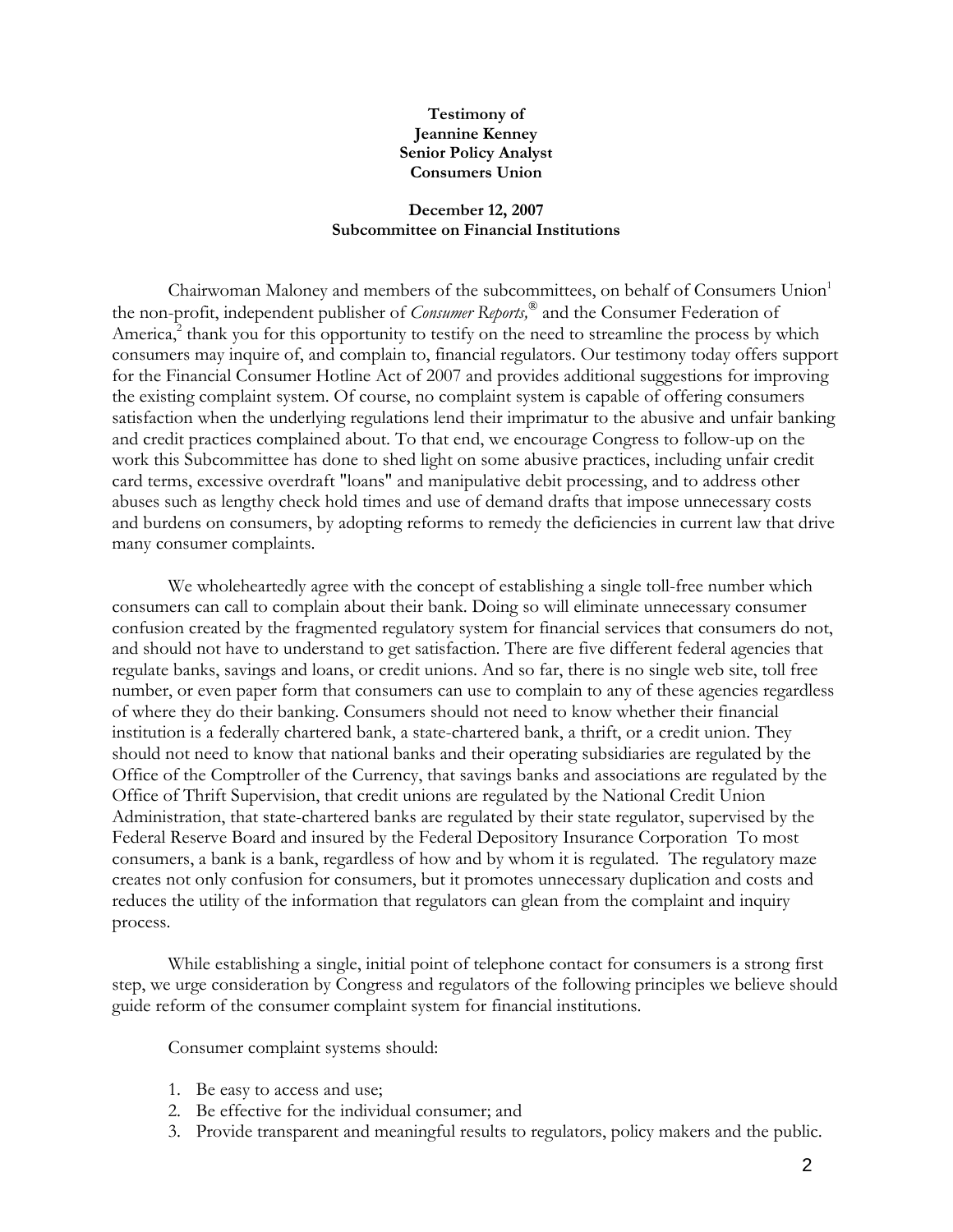**Testimony of**
**Jeannine Kenney**
**Senior Policy Analyst**
**Consumers Union**

**December 12, 2007**
**Subcommittee on Financial Institutions**

Chairwoman Maloney and members of the subcommittees, on behalf of Consumers Union[1] the non-profit, independent publisher of *Consumer Reports,*® and the Consumer Federation of America,[2] thank you for this opportunity to testify on the need to streamline the process by which consumers may inquire of, and complain to, financial regulators. Our testimony today offers support for the Financial Consumer Hotline Act of 2007 and provides additional suggestions for improving the existing complaint system. Of course, no complaint system is capable of offering consumers satisfaction when the underlying regulations lend their imprimatur to the abusive and unfair banking and credit practices complained about. To that end, we encourage Congress to follow-up on the work this Subcommittee has done to shed light on some abusive practices, including unfair credit card terms, excessive overdraft "loans" and manipulative debit processing, and to address other abuses such as lengthy check hold times and use of demand drafts that impose unnecessary costs and burdens on consumers, by adopting reforms to remedy the deficiencies in current law that drive many consumer complaints.

We wholeheartedly agree with the concept of establishing a single toll-free number which consumers can call to complain about their bank. Doing so will eliminate unnecessary consumer confusion created by the fragmented regulatory system for financial services that consumers do not, and should not have to understand to get satisfaction. There are five different federal agencies that regulate banks, savings and loans, or credit unions. And so far, there is no single web site, toll free number, or even paper form that consumers can use to complain to any of these agencies regardless of where they do their banking. Consumers should not need to know whether their financial institution is a federally chartered bank, a state-chartered bank, a thrift, or a credit union. They should not need to know that national banks and their operating subsidiaries are regulated by the Office of the Comptroller of the Currency, that savings banks and associations are regulated by the Office of Thrift Supervision, that credit unions are regulated by the National Credit Union Administration, that state-chartered banks are regulated by their state regulator, supervised by the Federal Reserve Board and insured by the Federal Depository Insurance Corporation To most consumers, a bank is a bank, regardless of how and by whom it is regulated. The regulatory maze creates not only confusion for consumers, but it promotes unnecessary duplication and costs and reduces the utility of the information that regulators can glean from the complaint and inquiry process.

While establishing a single, initial point of telephone contact for consumers is a strong first step, we urge consideration by Congress and regulators of the following principles we believe should guide reform of the consumer complaint system for financial institutions.

Consumer complaint systems should:

1. Be easy to access and use;
2. Be effective for the individual consumer; and
3. Provide transparent and meaningful results to regulators, policy makers and the public.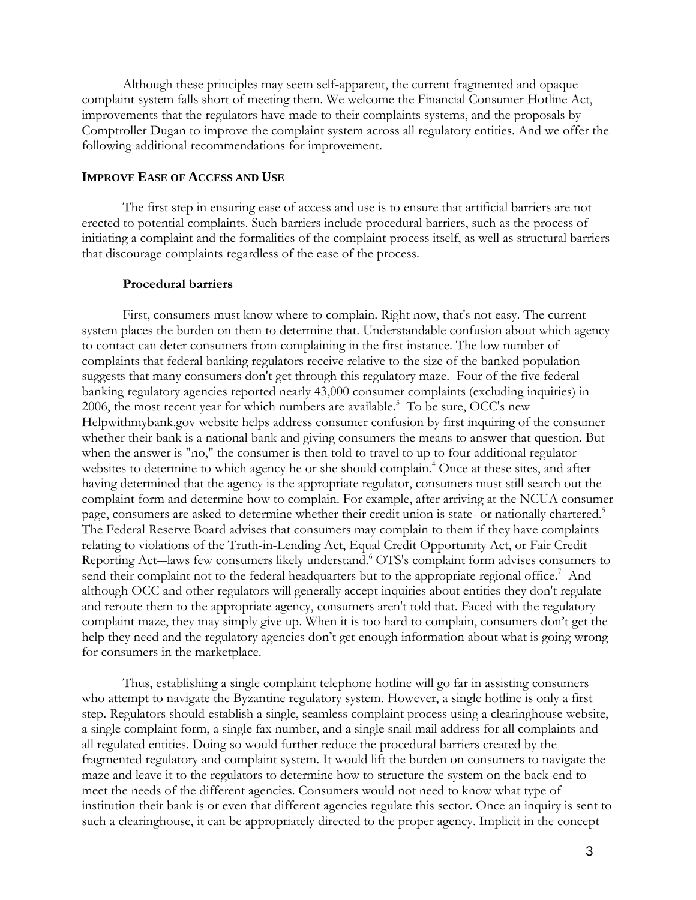Although these principles may seem self-apparent, the current fragmented and opaque complaint system falls short of meeting them. We welcome the Financial Consumer Hotline Act, improvements that the regulators have made to their complaints systems, and the proposals by Comptroller Dugan to improve the complaint system across all regulatory entities. And we offer the following additional recommendations for improvement.

## IMPROVE EASE OF ACCESS AND USE

The first step in ensuring ease of access and use is to ensure that artificial barriers are not erected to potential complaints. Such barriers include procedural barriers, such as the process of initiating a complaint and the formalities of the complaint process itself, as well as structural barriers that discourage complaints regardless of the ease of the process.

### Procedural barriers

First, consumers must know where to complain. Right now, that's not easy. The current system places the burden on them to determine that. Understandable confusion about which agency to contact can deter consumers from complaining in the first instance. The low number of complaints that federal banking regulators receive relative to the size of the banked population suggests that many consumers don't get through this regulatory maze. Four of the five federal banking regulatory agencies reported nearly 43,000 consumer complaints (excluding inquiries) in 2006, the most recent year for which numbers are available.[3] To be sure, OCC's new Helpwithmybank.gov website helps address consumer confusion by first inquiring of the consumer whether their bank is a national bank and giving consumers the means to answer that question. But when the answer is "no," the consumer is then told to travel to up to four additional regulator websites to determine to which agency he or she should complain.[4] Once at these sites, and after having determined that the agency is the appropriate regulator, consumers must still search out the complaint form and determine how to complain. For example, after arriving at the NCUA consumer page, consumers are asked to determine whether their credit union is state- or nationally chartered.[5] The Federal Reserve Board advises that consumers may complain to them if they have complaints relating to violations of the Truth-in-Lending Act, Equal Credit Opportunity Act, or Fair Credit Reporting Act—laws few consumers likely understand.[6] OTS's complaint form advises consumers to send their complaint not to the federal headquarters but to the appropriate regional office.[7] And although OCC and other regulators will generally accept inquiries about entities they don't regulate and reroute them to the appropriate agency, consumers aren't told that. Faced with the regulatory complaint maze, they may simply give up. When it is too hard to complain, consumers don't get the help they need and the regulatory agencies don't get enough information about what is going wrong for consumers in the marketplace.

Thus, establishing a single complaint telephone hotline will go far in assisting consumers who attempt to navigate the Byzantine regulatory system. However, a single hotline is only a first step. Regulators should establish a single, seamless complaint process using a clearinghouse website, a single complaint form, a single fax number, and a single snail mail address for all complaints and all regulated entities. Doing so would further reduce the procedural barriers created by the fragmented regulatory and complaint system. It would lift the burden on consumers to navigate the maze and leave it to the regulators to determine how to structure the system on the back-end to meet the needs of the different agencies. Consumers would not need to know what type of institution their bank is or even that different agencies regulate this sector. Once an inquiry is sent to such a clearinghouse, it can be appropriately directed to the proper agency. Implicit in the concept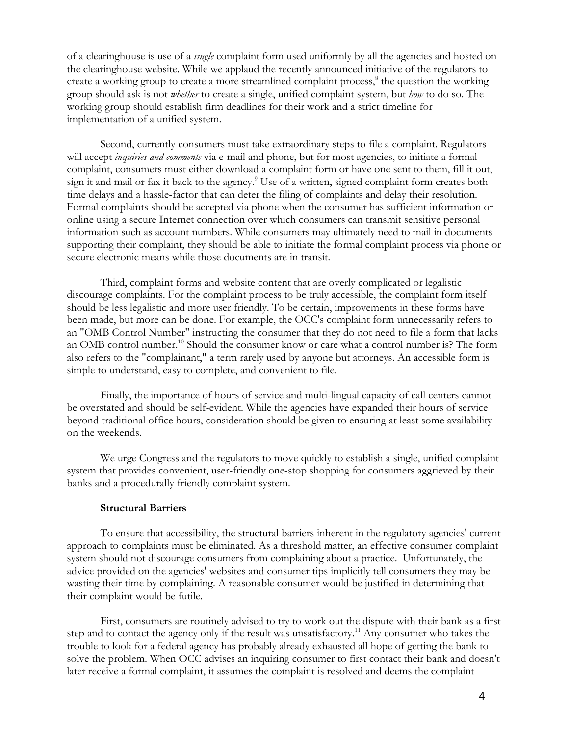of a clearinghouse is use of a *single* complaint form used uniformly by all the agencies and hosted on the clearinghouse website. While we applaud the recently announced initiative of the regulators to create a working group to create a more streamlined complaint process,[8] the question the working group should ask is not *whether* to create a single, unified complaint system, but *how* to do so. The working group should establish firm deadlines for their work and a strict timeline for implementation of a unified system.

Second, currently consumers must take extraordinary steps to file a complaint. Regulators will accept *inquiries and comments* via e-mail and phone, but for most agencies, to initiate a formal complaint, consumers must either download a complaint form or have one sent to them, fill it out, sign it and mail or fax it back to the agency.[9] Use of a written, signed complaint form creates both time delays and a hassle-factor that can deter the filing of complaints and delay their resolution. Formal complaints should be accepted via phone when the consumer has sufficient information or online using a secure Internet connection over which consumers can transmit sensitive personal information such as account numbers. While consumers may ultimately need to mail in documents supporting their complaint, they should be able to initiate the formal complaint process via phone or secure electronic means while those documents are in transit.

Third, complaint forms and website content that are overly complicated or legalistic discourage complaints. For the complaint process to be truly accessible, the complaint form itself should be less legalistic and more user friendly. To be certain, improvements in these forms have been made, but more can be done. For example, the OCC's complaint form unnecessarily refers to an "OMB Control Number" instructing the consumer that they do not need to file a form that lacks an OMB control number.[10] Should the consumer know or care what a control number is? The form also refers to the "complainant," a term rarely used by anyone but attorneys. An accessible form is simple to understand, easy to complete, and convenient to file.

Finally, the importance of hours of service and multi-lingual capacity of call centers cannot be overstated and should be self-evident. While the agencies have expanded their hours of service beyond traditional office hours, consideration should be given to ensuring at least some availability on the weekends.

We urge Congress and the regulators to move quickly to establish a single, unified complaint system that provides convenient, user-friendly one-stop shopping for consumers aggrieved by their banks and a procedurally friendly complaint system.

**Structural Barriers**

To ensure that accessibility, the structural barriers inherent in the regulatory agencies' current approach to complaints must be eliminated. As a threshold matter, an effective consumer complaint system should not discourage consumers from complaining about a practice. Unfortunately, the advice provided on the agencies' websites and consumer tips implicitly tell consumers they may be wasting their time by complaining. A reasonable consumer would be justified in determining that their complaint would be futile.

First, consumers are routinely advised to try to work out the dispute with their bank as a first step and to contact the agency only if the result was unsatisfactory.[11] Any consumer who takes the trouble to look for a federal agency has probably already exhausted all hope of getting the bank to solve the problem. When OCC advises an inquiring consumer to first contact their bank and doesn't later receive a formal complaint, it assumes the complaint is resolved and deems the complaint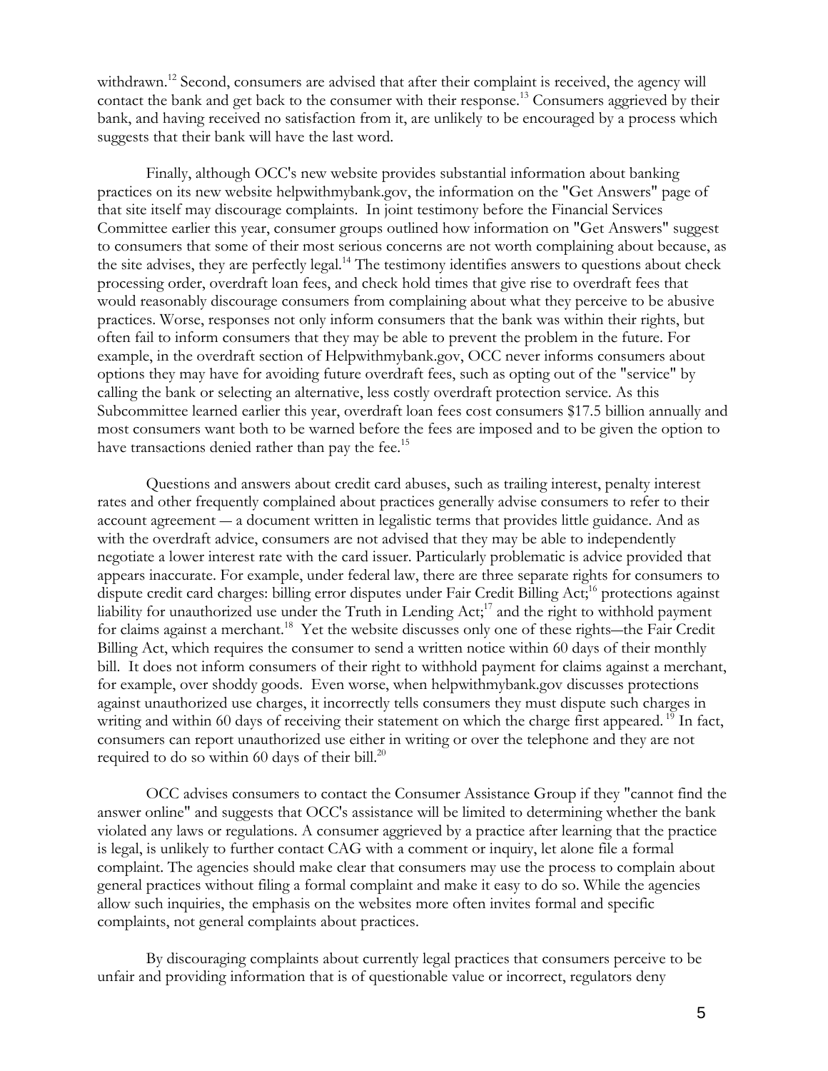withdrawn.[12] Second, consumers are advised that after their complaint is received, the agency will contact the bank and get back to the consumer with their response.[13] Consumers aggrieved by their bank, and having received no satisfaction from it, are unlikely to be encouraged by a process which suggests that their bank will have the last word.

Finally, although OCC's new website provides substantial information about banking practices on its new website helpwithmybank.gov, the information on the "Get Answers" page of that site itself may discourage complaints. In joint testimony before the Financial Services Committee earlier this year, consumer groups outlined how information on "Get Answers" suggest to consumers that some of their most serious concerns are not worth complaining about because, as the site advises, they are perfectly legal.[14] The testimony identifies answers to questions about check processing order, overdraft loan fees, and check hold times that give rise to overdraft fees that would reasonably discourage consumers from complaining about what they perceive to be abusive practices. Worse, responses not only inform consumers that the bank was within their rights, but often fail to inform consumers that they may be able to prevent the problem in the future. For example, in the overdraft section of Helpwithmybank.gov, OCC never informs consumers about options they may have for avoiding future overdraft fees, such as opting out of the "service" by calling the bank or selecting an alternative, less costly overdraft protection service. As this Subcommittee learned earlier this year, overdraft loan fees cost consumers $17.5 billion annually and most consumers want both to be warned before the fees are imposed and to be given the option to have transactions denied rather than pay the fee.[15]

Questions and answers about credit card abuses, such as trailing interest, penalty interest rates and other frequently complained about practices generally advise consumers to refer to their account agreement — a document written in legalistic terms that provides little guidance. And as with the overdraft advice, consumers are not advised that they may be able to independently negotiate a lower interest rate with the card issuer. Particularly problematic is advice provided that appears inaccurate. For example, under federal law, there are three separate rights for consumers to dispute credit card charges: billing error disputes under Fair Credit Billing Act;[16] protections against liability for unauthorized use under the Truth in Lending Act;[17] and the right to withhold payment for claims against a merchant.[18] Yet the website discusses only one of these rights—the Fair Credit Billing Act, which requires the consumer to send a written notice within 60 days of their monthly bill. It does not inform consumers of their right to withhold payment for claims against a merchant, for example, over shoddy goods. Even worse, when helpwithmybank.gov discusses protections against unauthorized use charges, it incorrectly tells consumers they must dispute such charges in writing and within 60 days of receiving their statement on which the charge first appeared.[19] In fact, consumers can report unauthorized use either in writing or over the telephone and they are not required to do so within 60 days of their bill.[20]

OCC advises consumers to contact the Consumer Assistance Group if they "cannot find the answer online" and suggests that OCC's assistance will be limited to determining whether the bank violated any laws or regulations. A consumer aggrieved by a practice after learning that the practice is legal, is unlikely to further contact CAG with a comment or inquiry, let alone file a formal complaint. The agencies should make clear that consumers may use the process to complain about general practices without filing a formal complaint and make it easy to do so. While the agencies allow such inquiries, the emphasis on the websites more often invites formal and specific complaints, not general complaints about practices.

By discouraging complaints about currently legal practices that consumers perceive to be unfair and providing information that is of questionable value or incorrect, regulators deny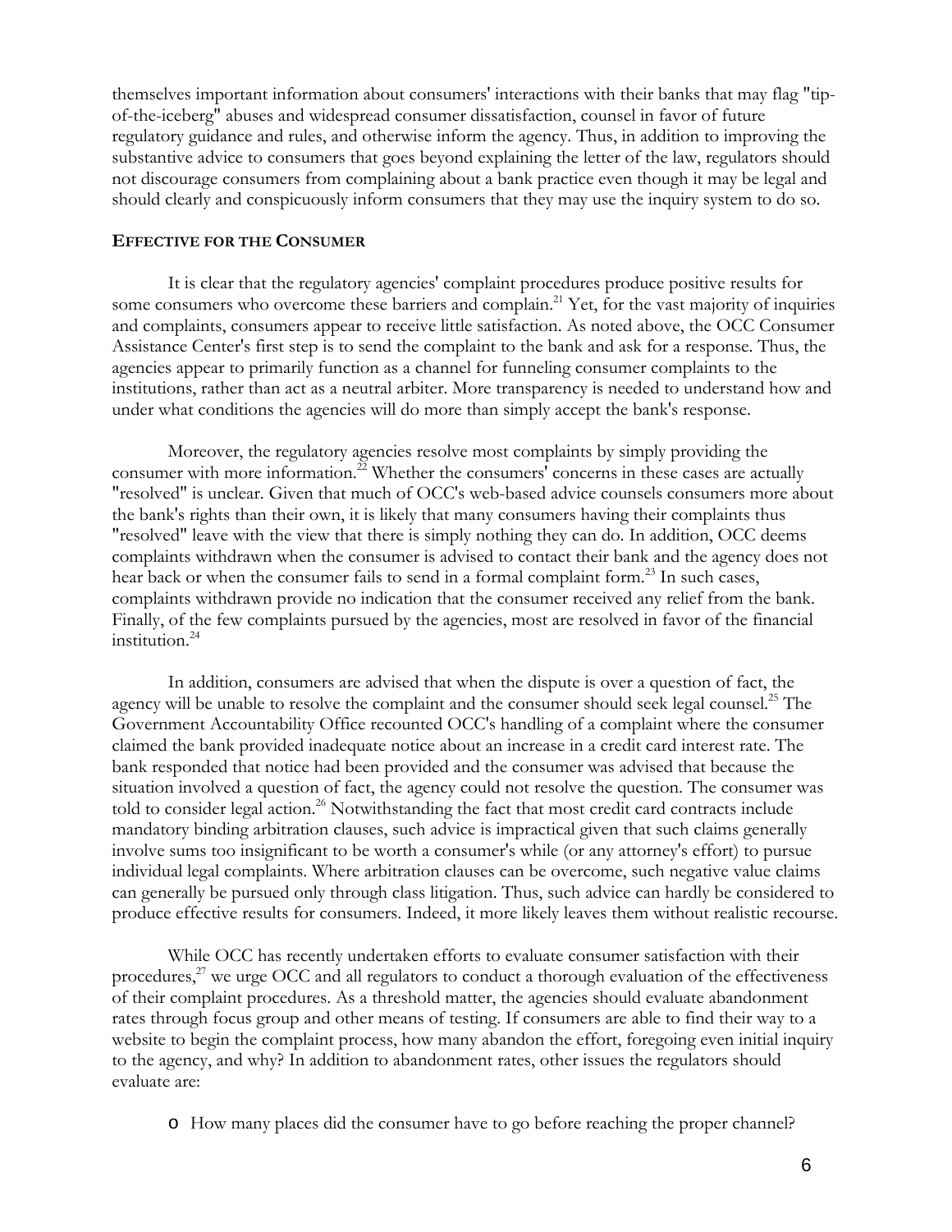themselves important information about consumers' interactions with their banks that may flag "tip-of-the-iceberg" abuses and widespread consumer dissatisfaction, counsel in favor of future regulatory guidance and rules, and otherwise inform the agency. Thus, in addition to improving the substantive advice to consumers that goes beyond explaining the letter of the law, regulators should not discourage consumers from complaining about a bank practice even though it may be legal and should clearly and conspicuously inform consumers that they may use the inquiry system to do so.

### EFFECTIVE FOR THE CONSUMER

It is clear that the regulatory agencies' complaint procedures produce positive results for some consumers who overcome these barriers and complain.[21] Yet, for the vast majority of inquiries and complaints, consumers appear to receive little satisfaction. As noted above, the OCC Consumer Assistance Center's first step is to send the complaint to the bank and ask for a response. Thus, the agencies appear to primarily function as a channel for funneling consumer complaints to the institutions, rather than act as a neutral arbiter. More transparency is needed to understand how and under what conditions the agencies will do more than simply accept the bank's response.

Moreover, the regulatory agencies resolve most complaints by simply providing the consumer with more information.[22] Whether the consumers' concerns in these cases are actually "resolved" is unclear. Given that much of OCC's web-based advice counsels consumers more about the bank's rights than their own, it is likely that many consumers having their complaints thus "resolved" leave with the view that there is simply nothing they can do. In addition, OCC deems complaints withdrawn when the consumer is advised to contact their bank and the agency does not hear back or when the consumer fails to send in a formal complaint form.[23] In such cases, complaints withdrawn provide no indication that the consumer received any relief from the bank. Finally, of the few complaints pursued by the agencies, most are resolved in favor of the financial institution.[24]

In addition, consumers are advised that when the dispute is over a question of fact, the agency will be unable to resolve the complaint and the consumer should seek legal counsel.[25] The Government Accountability Office recounted OCC's handling of a complaint where the consumer claimed the bank provided inadequate notice about an increase in a credit card interest rate. The bank responded that notice had been provided and the consumer was advised that because the situation involved a question of fact, the agency could not resolve the question. The consumer was told to consider legal action.[26] Notwithstanding the fact that most credit card contracts include mandatory binding arbitration clauses, such advice is impractical given that such claims generally involve sums too insignificant to be worth a consumer's while (or any attorney's effort) to pursue individual legal complaints. Where arbitration clauses can be overcome, such negative value claims can generally be pursued only through class litigation. Thus, such advice can hardly be considered to produce effective results for consumers. Indeed, it more likely leaves them without realistic recourse.

While OCC has recently undertaken efforts to evaluate consumer satisfaction with their procedures,[27] we urge OCC and all regulators to conduct a thorough evaluation of the effectiveness of their complaint procedures. As a threshold matter, the agencies should evaluate abandonment rates through focus group and other means of testing. If consumers are able to find their way to a website to begin the complaint process, how many abandon the effort, foregoing even initial inquiry to the agency, and why? In addition to abandonment rates, other issues the regulators should evaluate are:

- How many places did the consumer have to go before reaching the proper channel?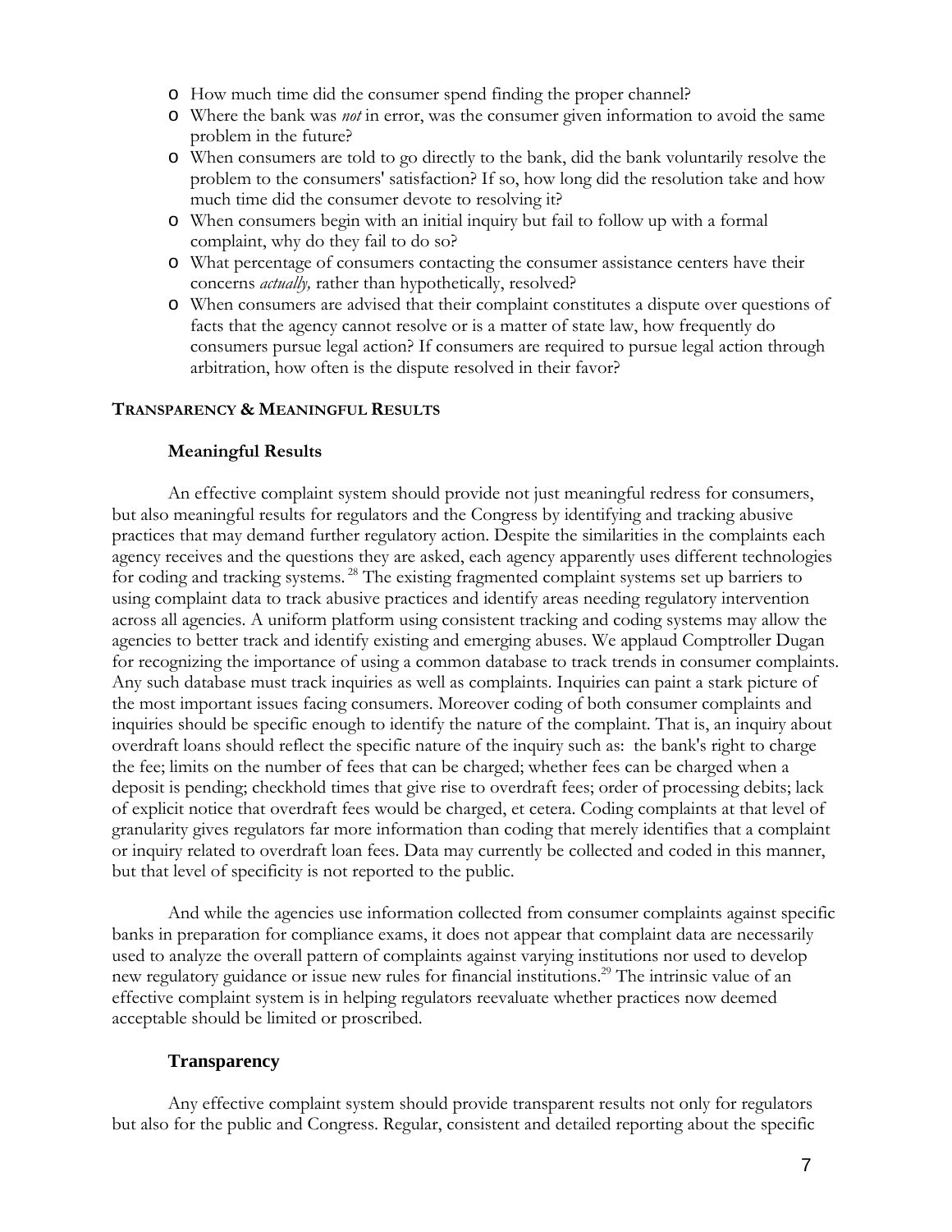- How much time did the consumer spend finding the proper channel?
- Where the bank was *not* in error, was the consumer given information to avoid the same problem in the future?
- When consumers are told to go directly to the bank, did the bank voluntarily resolve the problem to the consumers' satisfaction? If so, how long did the resolution take and how much time did the consumer devote to resolving it?
- When consumers begin with an initial inquiry but fail to follow up with a formal complaint, why do they fail to do so?
- What percentage of consumers contacting the consumer assistance centers have their concerns *actually,* rather than hypothetically, resolved?
- When consumers are advised that their complaint constitutes a dispute over questions of facts that the agency cannot resolve or is a matter of state law, how frequently do consumers pursue legal action? If consumers are required to pursue legal action through arbitration, how often is the dispute resolved in their favor?

## TRANSPARENCY & MEANINGFUL RESULTS

### Meaningful Results

An effective complaint system should provide not just meaningful redress for consumers, but also meaningful results for regulators and the Congress by identifying and tracking abusive practices that may demand further regulatory action. Despite the similarities in the complaints each agency receives and the questions they are asked, each agency apparently uses different technologies for coding and tracking systems.[28] The existing fragmented complaint systems set up barriers to using complaint data to track abusive practices and identify areas needing regulatory intervention across all agencies. A uniform platform using consistent tracking and coding systems may allow the agencies to better track and identify existing and emerging abuses. We applaud Comptroller Dugan for recognizing the importance of using a common database to track trends in consumer complaints. Any such database must track inquiries as well as complaints. Inquiries can paint a stark picture of the most important issues facing consumers. Moreover coding of both consumer complaints and inquiries should be specific enough to identify the nature of the complaint. That is, an inquiry about overdraft loans should reflect the specific nature of the inquiry such as: the bank's right to charge the fee; limits on the number of fees that can be charged; whether fees can be charged when a deposit is pending; checkhold times that give rise to overdraft fees; order of processing debits; lack of explicit notice that overdraft fees would be charged, et cetera. Coding complaints at that level of granularity gives regulators far more information than coding that merely identifies that a complaint or inquiry related to overdraft loan fees. Data may currently be collected and coded in this manner, but that level of specificity is not reported to the public.

And while the agencies use information collected from consumer complaints against specific banks in preparation for compliance exams, it does not appear that complaint data are necessarily used to analyze the overall pattern of complaints against varying institutions nor used to develop new regulatory guidance or issue new rules for financial institutions.[29] The intrinsic value of an effective complaint system is in helping regulators reevaluate whether practices now deemed acceptable should be limited or proscribed.

### Transparency

Any effective complaint system should provide transparent results not only for regulators but also for the public and Congress. Regular, consistent and detailed reporting about the specific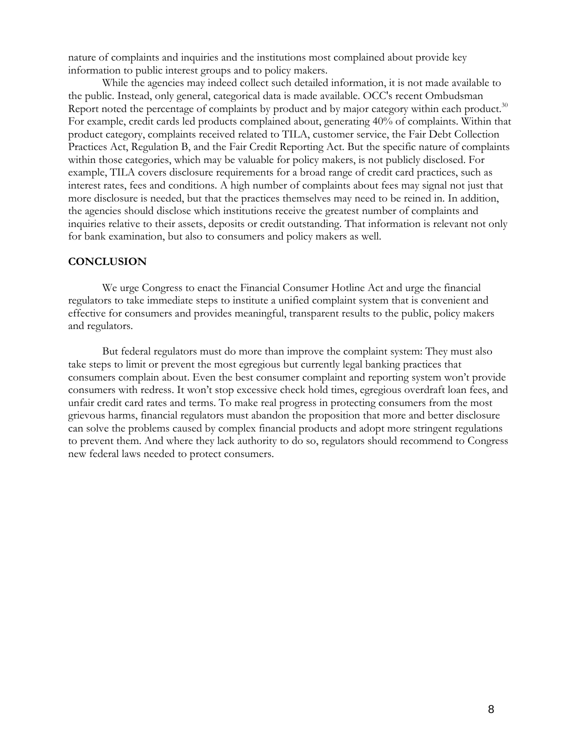nature of complaints and inquiries and the institutions most complained about provide key information to public interest groups and to policy makers.

While the agencies may indeed collect such detailed information, it is not made available to the public. Instead, only general, categorical data is made available. OCC's recent Ombudsman Report noted the percentage of complaints by product and by major category within each product.[30] For example, credit cards led products complained about, generating 40% of complaints. Within that product category, complaints received related to TILA, customer service, the Fair Debt Collection Practices Act, Regulation B, and the Fair Credit Reporting Act. But the specific nature of complaints within those categories, which may be valuable for policy makers, is not publicly disclosed. For example, TILA covers disclosure requirements for a broad range of credit card practices, such as interest rates, fees and conditions. A high number of complaints about fees may signal not just that more disclosure is needed, but that the practices themselves may need to be reined in. In addition, the agencies should disclose which institutions receive the greatest number of complaints and inquiries relative to their assets, deposits or credit outstanding. That information is relevant not only for bank examination, but also to consumers and policy makers as well.

## CONCLUSION

We urge Congress to enact the Financial Consumer Hotline Act and urge the financial regulators to take immediate steps to institute a unified complaint system that is convenient and effective for consumers and provides meaningful, transparent results to the public, policy makers and regulators.

But federal regulators must do more than improve the complaint system: They must also take steps to limit or prevent the most egregious but currently legal banking practices that consumers complain about. Even the best consumer complaint and reporting system won't provide consumers with redress. It won't stop excessive check hold times, egregious overdraft loan fees, and unfair credit card rates and terms. To make real progress in protecting consumers from the most grievous harms, financial regulators must abandon the proposition that more and better disclosure can solve the problems caused by complex financial products and adopt more stringent regulations to prevent them. And where they lack authority to do so, regulators should recommend to Congress new federal laws needed to protect consumers.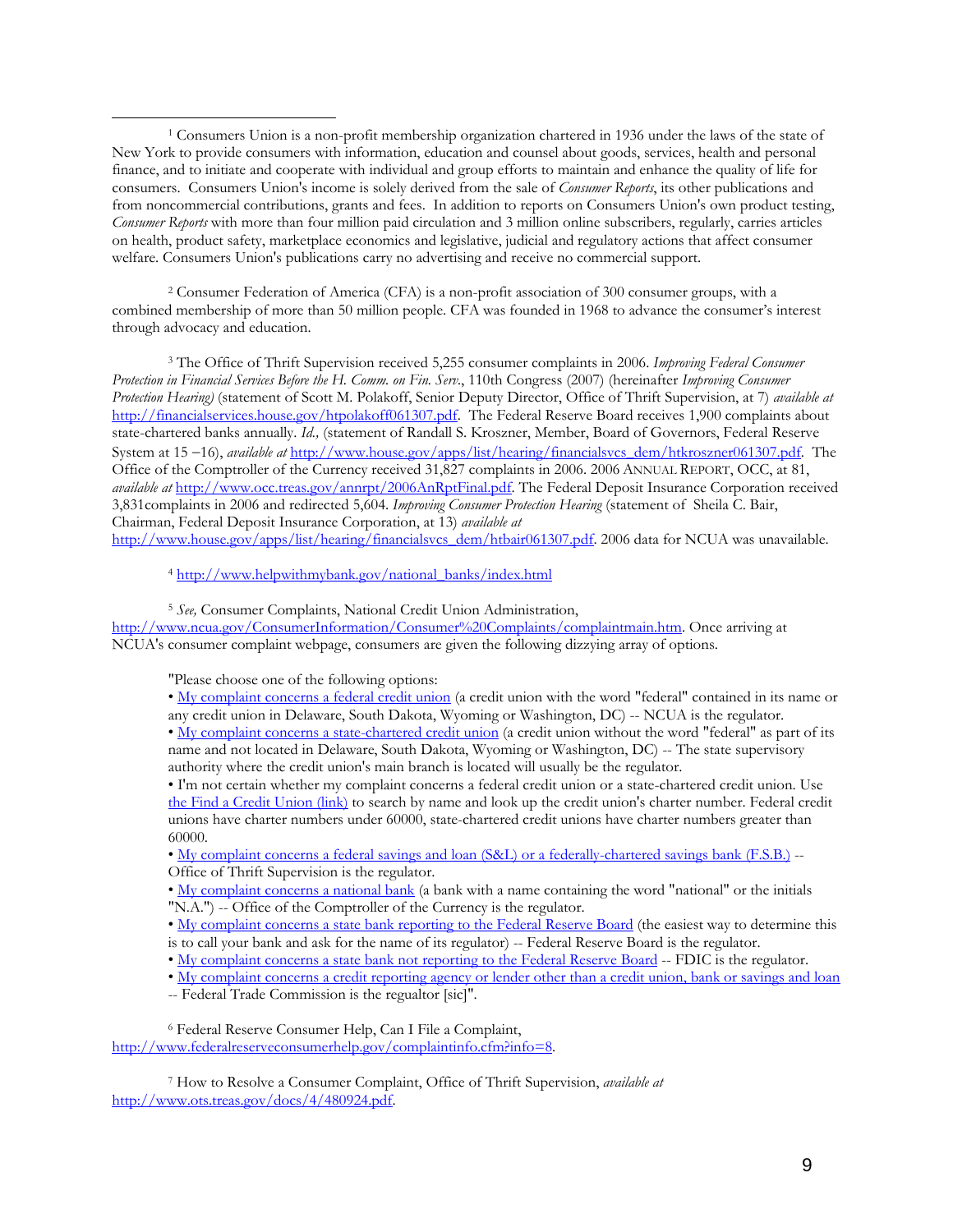[1] Consumers Union is a non-profit membership organization chartered in 1936 under the laws of the state of New York to provide consumers with information, education and counsel about goods, services, health and personal finance, and to initiate and cooperate with individual and group efforts to maintain and enhance the quality of life for consumers. Consumers Union's income is solely derived from the sale of *Consumer Reports*, its other publications and from noncommercial contributions, grants and fees. In addition to reports on Consumers Union's own product testing, *Consumer Reports* with more than four million paid circulation and 3 million online subscribers, regularly, carries articles on health, product safety, marketplace economics and legislative, judicial and regulatory actions that affect consumer welfare. Consumers Union's publications carry no advertising and receive no commercial support.

[2] Consumer Federation of America (CFA) is a non-profit association of 300 consumer groups, with a combined membership of more than 50 million people. CFA was founded in 1968 to advance the consumer's interest through advocacy and education.

[3] The Office of Thrift Supervision received 5,255 consumer complaints in 2006. *Improving Federal Consumer Protection in Financial Services Before the H. Comm. on Fin. Serv.*, 110th Congress (2007) (hereinafter *Improving Consumer Protection Hearing)* (statement of Scott M. Polakoff, Senior Deputy Director, Office of Thrift Supervision, at 7) *available at* http://financialservices.house.gov/htpolakoff061307.pdf. The Federal Reserve Board receives 1,900 complaints about state-chartered banks annually. *Id.,* (statement of Randall S. Kroszner, Member, Board of Governors, Federal Reserve System at 15 –16), *available at* http://www.house.gov/apps/list/hearing/financialsvcs_dem/htkroszner061307.pdf. The Office of the Comptroller of the Currency received 31,827 complaints in 2006. 2006 ANNUAL REPORT, OCC, at 81, *available at* http://www.occ.treas.gov/annrpt/2006AnRptFinal.pdf. The Federal Deposit Insurance Corporation received 3,831complaints in 2006 and redirected 5,604. *Improving Consumer Protection Hearing* (statement of Sheila C. Bair, Chairman, Federal Deposit Insurance Corporation, at 13) *available at* http://www.house.gov/apps/list/hearing/financialsvcs_dem/htbair061307.pdf. 2006 data for NCUA was unavailable.

[4] http://www.helpwithmybank.gov/national_banks/index.html

[5] *See,* Consumer Complaints, National Credit Union Administration, http://www.ncua.gov/ConsumerInformation/Consumer%20Complaints/complaintmain.htm. Once arriving at NCUA's consumer complaint webpage, consumers are given the following dizzying array of options.

"Please choose one of the following options:
- My complaint concerns a federal credit union (a credit union with the word "federal" contained in its name or any credit union in Delaware, South Dakota, Wyoming or Washington, DC) -- NCUA is the regulator.
- My complaint concerns a state-chartered credit union (a credit union without the word "federal" as part of its name and not located in Delaware, South Dakota, Wyoming or Washington, DC) -- The state supervisory authority where the credit union's main branch is located will usually be the regulator.
- I'm not certain whether my complaint concerns a federal credit union or a state-chartered credit union. Use the Find a Credit Union (link) to search by name and look up the credit union's charter number. Federal credit unions have charter numbers under 60000, state-chartered credit unions have charter numbers greater than 60000.
- My complaint concerns a federal savings and loan (S&L) or a federally-chartered savings bank (F.S.B.) -- Office of Thrift Supervision is the regulator.
- My complaint concerns a national bank (a bank with a name containing the word "national" or the initials "N.A.") -- Office of the Comptroller of the Currency is the regulator.
- My complaint concerns a state bank reporting to the Federal Reserve Board (the easiest way to determine this is to call your bank and ask for the name of its regulator) -- Federal Reserve Board is the regulator.
- My complaint concerns a state bank not reporting to the Federal Reserve Board -- FDIC is the regulator.
- My complaint concerns a credit reporting agency or lender other than a credit union, bank or savings and loan -- Federal Trade Commission is the regualtor [sic]".

[6] Federal Reserve Consumer Help, Can I File a Complaint, http://www.federalreserveconsumerhelp.gov/complaintinfo.cfm?info=8.

[7] How to Resolve a Consumer Complaint, Office of Thrift Supervision, *available at* http://www.ots.treas.gov/docs/4/480924.pdf.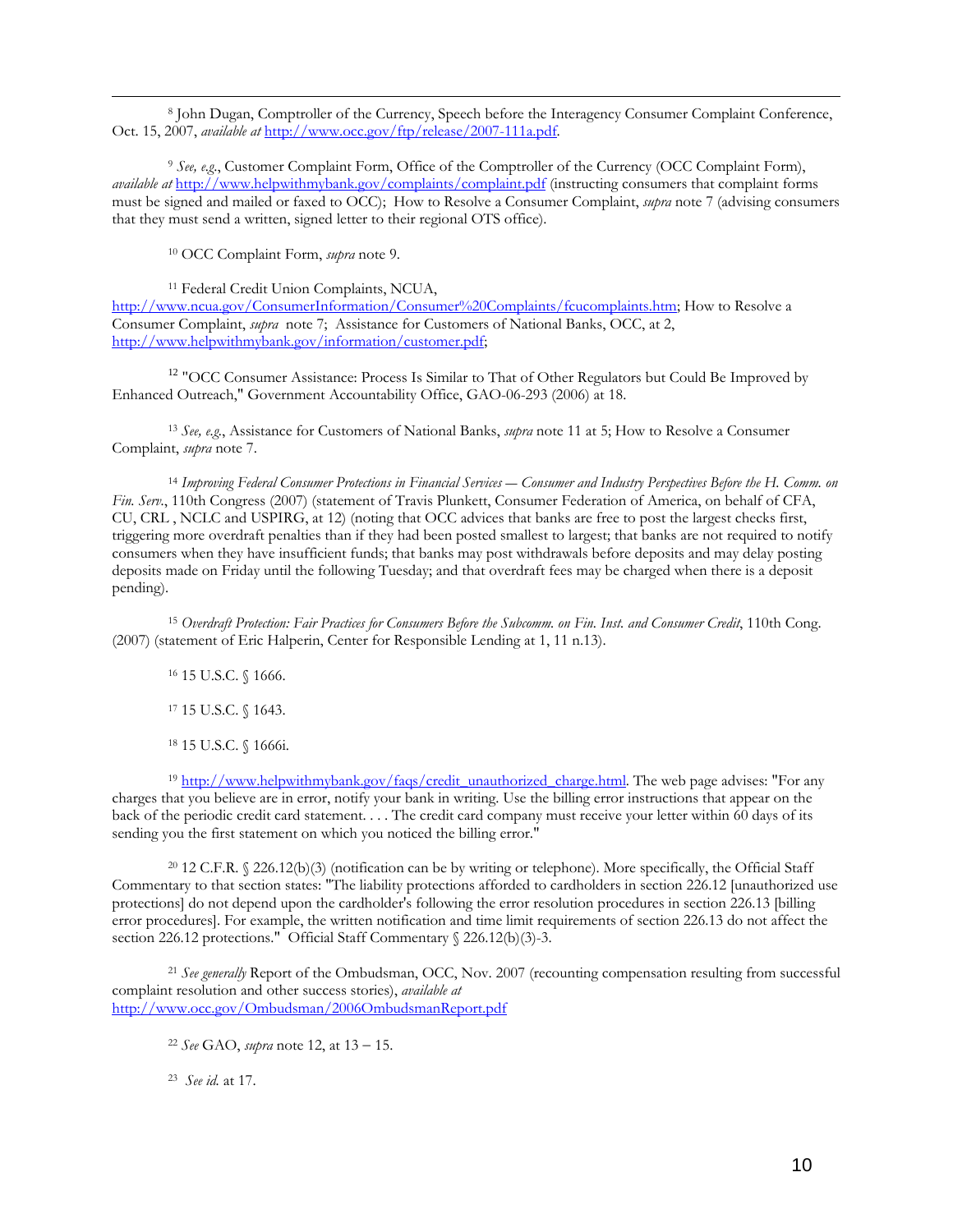[8] John Dugan, Comptroller of the Currency, Speech before the Interagency Consumer Complaint Conference, Oct. 15, 2007, *available at* http://www.occ.gov/ftp/release/2007-111a.pdf.

[9] *See, e.g.*, Customer Complaint Form, Office of the Comptroller of the Currency (OCC Complaint Form), *available at* http://www.helpwithmybank.gov/complaints/complaint.pdf (instructing consumers that complaint forms must be signed and mailed or faxed to OCC); How to Resolve a Consumer Complaint, *supra* note 7 (advising consumers that they must send a written, signed letter to their regional OTS office).

[10] OCC Complaint Form, *supra* note 9.

[11] Federal Credit Union Complaints, NCUA, http://www.ncua.gov/ConsumerInformation/Consumer%20Complaints/fcucomplaints.htm; How to Resolve a Consumer Complaint, *supra* note 7; Assistance for Customers of National Banks, OCC, at 2, http://www.helpwithmybank.gov/information/customer.pdf;

[12] "OCC Consumer Assistance: Process Is Similar to That of Other Regulators but Could Be Improved by Enhanced Outreach," Government Accountability Office, GAO-06-293 (2006) at 18.

[13] *See, e.g.*, Assistance for Customers of National Banks, *supra* note 11 at 5; How to Resolve a Consumer Complaint, *supra* note 7.

[14] *Improving Federal Consumer Protections in Financial Services — Consumer and Industry Perspectives Before the H. Comm. on Fin. Serv.*, 110th Congress (2007) (statement of Travis Plunkett, Consumer Federation of America, on behalf of CFA, CU, CRL , NCLC and USPIRG, at 12) (noting that OCC advices that banks are free to post the largest checks first, triggering more overdraft penalties than if they had been posted smallest to largest; that banks are not required to notify consumers when they have insufficient funds; that banks may post withdrawals before deposits and may delay posting deposits made on Friday until the following Tuesday; and that overdraft fees may be charged when there is a deposit pending).

[15] *Overdraft Protection: Fair Practices for Consumers Before the Subcomm. on Fin. Inst. and Consumer Credit*, 110th Cong. (2007) (statement of Eric Halperin, Center for Responsible Lending at 1, 11 n.13).

[16] 15 U.S.C. § 1666.

[17] 15 U.S.C. § 1643.

[18] 15 U.S.C. § 1666i.

[19] http://www.helpwithmybank.gov/faqs/credit_unauthorized_charge.html. The web page advises: "For any charges that you believe are in error, notify your bank in writing. Use the billing error instructions that appear on the back of the periodic credit card statement. . . . The credit card company must receive your letter within 60 days of its sending you the first statement on which you noticed the billing error."

[20] 12 C.F.R. § 226.12(b)(3) (notification can be by writing or telephone). More specifically, the Official Staff Commentary to that section states: "The liability protections afforded to cardholders in section 226.12 [unauthorized use protections] do not depend upon the cardholder's following the error resolution procedures in section 226.13 [billing error procedures]. For example, the written notification and time limit requirements of section 226.13 do not affect the section 226.12 protections." Official Staff Commentary § 226.12(b)(3)-3.

[21] *See generally* Report of the Ombudsman, OCC, Nov. 2007 (recounting compensation resulting from successful complaint resolution and other success stories), *available at* http://www.occ.gov/Ombudsman/2006OmbudsmanReport.pdf

[22] *See* GAO, *supra* note 12, at 13 – 15.

[23] *See id.* at 17.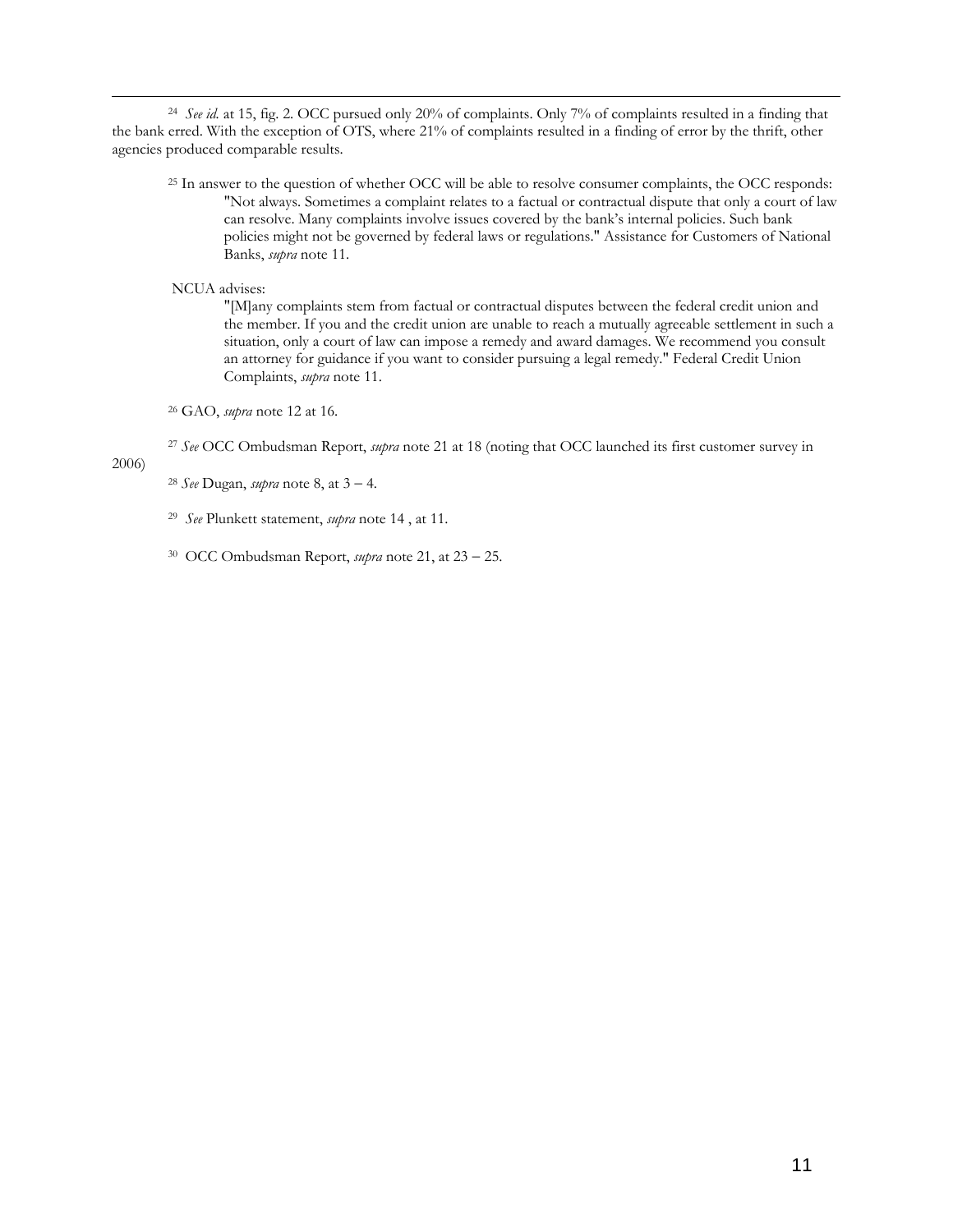[24] *See id.* at 15, fig. 2. OCC pursued only 20% of complaints. Only 7% of complaints resulted in a finding that the bank erred. With the exception of OTS, where 21% of complaints resulted in a finding of error by the thrift, other agencies produced comparable results.

[25] In answer to the question of whether OCC will be able to resolve consumer complaints, the OCC responds:

> "Not always. Sometimes a complaint relates to a factual or contractual dispute that only a court of law can resolve. Many complaints involve issues covered by the bank's internal policies. Such bank policies might not be governed by federal laws or regulations." Assistance for Customers of National Banks, *supra* note 11.

NCUA advises:

> "[M]any complaints stem from factual or contractual disputes between the federal credit union and the member. If you and the credit union are unable to reach a mutually agreeable settlement in such a situation, only a court of law can impose a remedy and award damages. We recommend you consult an attorney for guidance if you want to consider pursuing a legal remedy." Federal Credit Union Complaints, *supra* note 11.

[26] GAO, *supra* note 12 at 16.

[27] *See* OCC Ombudsman Report, *supra* note 21 at 18 (noting that OCC launched its first customer survey in 2006)

[28] *See* Dugan, *supra* note 8, at 3 – 4.

[29] *See* Plunkett statement, *supra* note 14 , at 11.

[30] OCC Ombudsman Report, *supra* note 21, at 23 – 25.